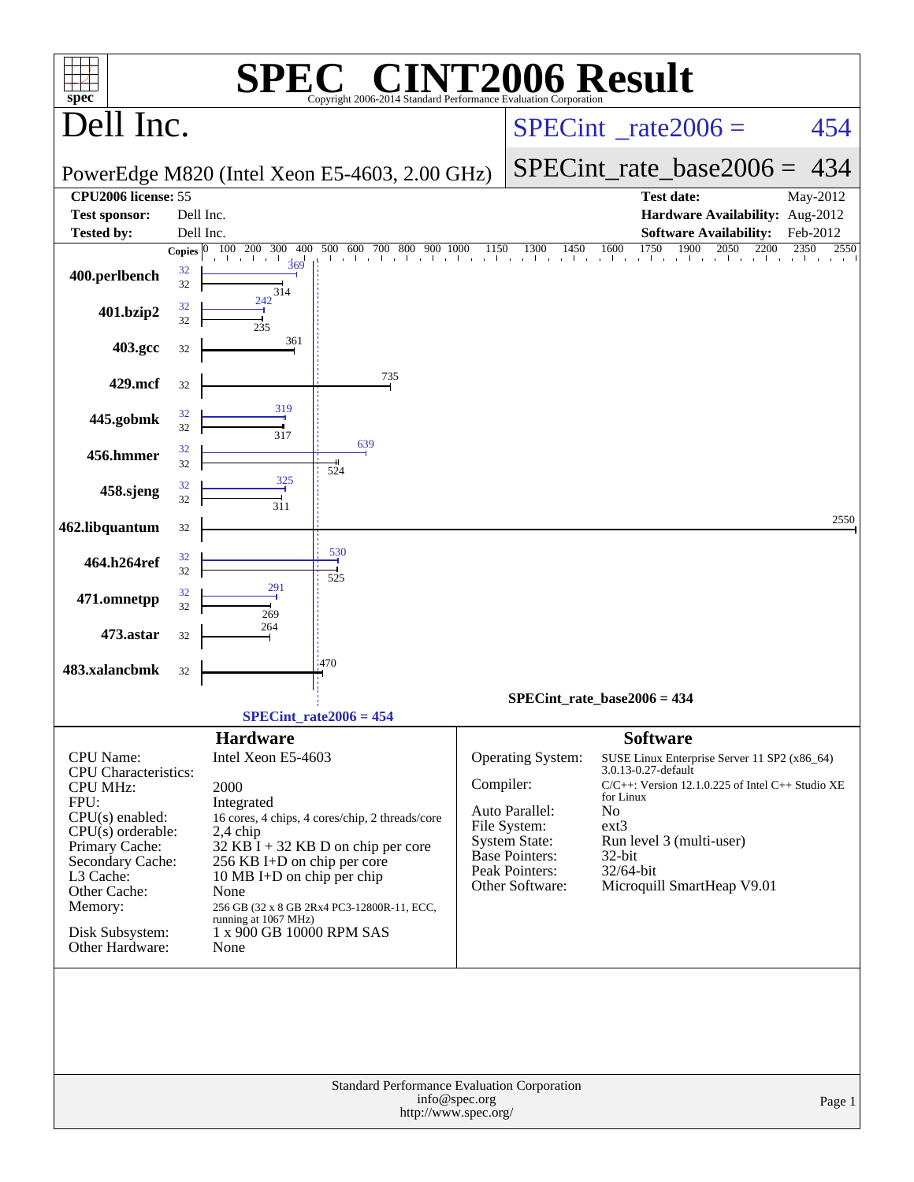# SPEC CINT2006 Result

Copyright 2006-2014 Standard Performance Evaluation Corporation

## Dell Inc.

PowerEdge M820 (Intel Xeon E5-4603, 2.00 GHz)

SPECint_rate2006 = 454

SPECint_rate_base2006 = 434

| | | | |
|---|---|---|---|
| **CPU2006 license:** | 55 | **Test date:** | May-2012 |
| **Test sponsor:** | Dell Inc. | **Hardware Availability:** | Aug-2012 |
| **Tested by:** | Dell Inc. | **Software Availability:** | Feb-2012 |

| Benchmark | Copies (peak) | Peak | Copies (base) | Base |
|---|---|---|---|---|
| 400.perlbench | 32 | 369 | 32 | 314 |
| 401.bzip2 | 32 | 242 | 32 | 235 |
| 403.gcc | | | 32 | 361 |
| 429.mcf | | | 32 | 735 |
| 445.gobmk | 32 | 319 | 32 | 317 |
| 456.hmmer | 32 | 639 | 32 | 524 |
| 458.sjeng | 32 | 325 | 32 | 311 |
| 462.libquantum | | | 32 | 2550 |
| 464.h264ref | 32 | 530 | 32 | 525 |
| 471.omnetpp | 32 | 291 | 32 | 269 |
| 473.astar | | | 32 | 264 |
| 483.xalancbmk | | | 32 | 470 |

SPECint_rate_base2006 = 434

SPECint_rate2006 = 454

## Hardware

| | |
|---|---|
| CPU Name: | Intel Xeon E5-4603 |
| CPU Characteristics: | |
| CPU MHz: | 2000 |
| FPU: | Integrated |
| CPU(s) enabled: | 16 cores, 4 chips, 4 cores/chip, 2 threads/core |
| CPU(s) orderable: | 2,4 chip |
| Primary Cache: | 32 KB I + 32 KB D on chip per core |
| Secondary Cache: | 256 KB I+D on chip per core |
| L3 Cache: | 10 MB I+D on chip per chip |
| Other Cache: | None |
| Memory: | 256 GB (32 x 8 GB 2Rx4 PC3-12800R-11, ECC, running at 1067 MHz) |
| Disk Subsystem: | 1 x 900 GB 10000 RPM SAS |
| Other Hardware: | None |

## Software

| | |
|---|---|
| Operating System: | SUSE Linux Enterprise Server 11 SP2 (x86_64) 3.0.13-0.27-default |
| Compiler: | C/C++: Version 12.1.0.225 of Intel C++ Studio XE for Linux |
| Auto Parallel: | No |
| File System: | ext3 |
| System State: | Run level 3 (multi-user) |
| Base Pointers: | 32-bit |
| Peak Pointers: | 32/64-bit |
| Other Software: | Microquill SmartHeap V9.01 |

Standard Performance Evaluation Corporation
info@spec.org
http://www.spec.org/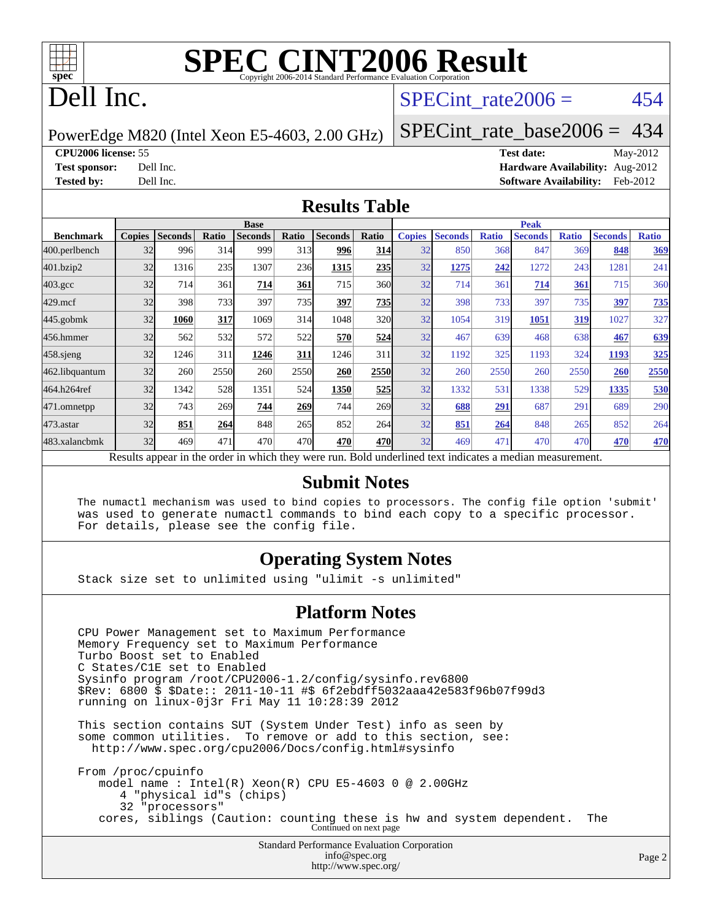# SPEC CINT2006 Result

Copyright 2006-2014 Standard Performance Evaluation Corporation

# Dell Inc.

PowerEdge M820 (Intel Xeon E5-4603, 2.00 GHz)

SPECint_rate2006 = 454

SPECint_rate_base2006 = 434

**CPU2006 license:** 55
**Test sponsor:** Dell Inc.
**Tested by:** Dell Inc.

**Test date:** May-2012
**Hardware Availability:** Aug-2012
**Software Availability:** Feb-2012

## Results Table

| Benchmark | Base | | | | | | | Peak | | | | | | |
|---|---|---|---|---|---|---|---|---|---|---|---|---|---|---|
| | Copies | Seconds | Ratio | Seconds | Ratio | Seconds | Ratio | Copies | Seconds | Ratio | Seconds | Ratio | Seconds | Ratio |
| 400.perlbench | 32 | 996 | 314 | 999 | 313 | **996** | **314** | 32 | 850 | 368 | 847 | 369 | **848** | **369** |
| 401.bzip2 | 32 | 1316 | 235 | 1307 | 236 | **1315** | **235** | 32 | **1275** | **242** | 1272 | 243 | 1281 | 241 |
| 403.gcc | 32 | 714 | 361 | **714** | **361** | 715 | 360 | 32 | 714 | 361 | **714** | **361** | 715 | 360 |
| 429.mcf | 32 | 398 | 733 | 397 | 735 | **397** | **735** | 32 | 398 | 733 | 397 | 735 | **397** | **735** |
| 445.gobmk | 32 | **1060** | **317** | 1069 | 314 | 1048 | 320 | 32 | 1054 | 319 | **1051** | **319** | 1027 | 327 |
| 456.hmmer | 32 | 562 | 532 | 572 | 522 | **570** | **524** | 32 | 467 | 639 | 468 | 638 | **467** | **639** |
| 458.sjeng | 32 | 1246 | 311 | **1246** | **311** | 1246 | 311 | 32 | 1192 | 325 | 1193 | 324 | **1193** | **325** |
| 462.libquantum | 32 | 260 | 2550 | 260 | 2550 | **260** | **2550** | 32 | 260 | 2550 | 260 | 2550 | **260** | **2550** |
| 464.h264ref | 32 | 1342 | 528 | 1351 | 524 | **1350** | **525** | 32 | 1332 | 531 | 1338 | 529 | **1335** | **530** |
| 471.omnetpp | 32 | 743 | 269 | **744** | **269** | 744 | 269 | 32 | **688** | **291** | 687 | 291 | 689 | 290 |
| 473.astar | 32 | **851** | **264** | 848 | 265 | 852 | 264 | 32 | **851** | **264** | 848 | 265 | 852 | 264 |
| 483.xalancbmk | 32 | 469 | 471 | 470 | 470 | **470** | **470** | 32 | 469 | 471 | 470 | 470 | **470** | **470** |

Results appear in the order in which they were run. Bold underlined text indicates a median measurement.

## Submit Notes

```
The numactl mechanism was used to bind copies to processors. The config file option 'submit'
was used to generate numactl commands to bind each copy to a specific processor.
For details, please see the config file.
```

## Operating System Notes

```
Stack size set to unlimited using "ulimit -s unlimited"
```

## Platform Notes

```
CPU Power Management set to Maximum Performance
Memory Frequency set to Maximum Performance
Turbo Boost set to Enabled
C States/C1E set to Enabled
Sysinfo program /root/CPU2006-1.2/config/sysinfo.rev6800
$Rev: 6800 $ $Date:: 2011-10-11 #$ 6f2ebdff5032aaa42e583f96b07f99d3
running on linux-0j3r Fri May 11 10:28:39 2012

This section contains SUT (System Under Test) info as seen by
some common utilities.  To remove or add to this section, see:
  http://www.spec.org/cpu2006/Docs/config.html#sysinfo

From /proc/cpuinfo
   model name : Intel(R) Xeon(R) CPU E5-4603 0 @ 2.00GHz
      4 "physical id"s (chips)
      32 "processors"
   cores, siblings (Caution: counting these is hw and system dependent.  The
```

Continued on next page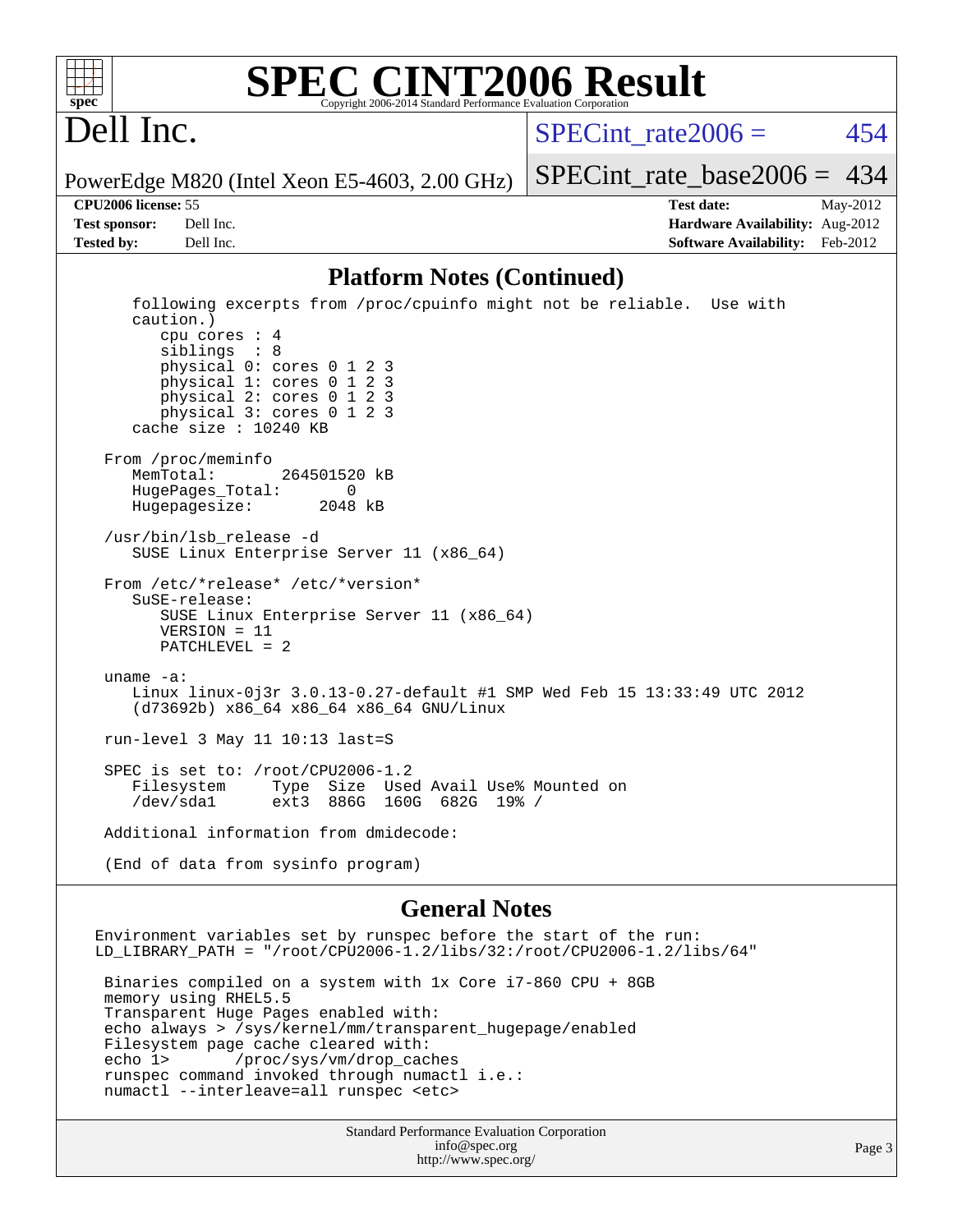## Platform Notes (Continued)

```
   following excerpts from /proc/cpuinfo might not be reliable.  Use with
   caution.)
      cpu cores : 4
      siblings  : 8
      physical 0: cores 0 1 2 3
      physical 1: cores 0 1 2 3
      physical 2: cores 0 1 2 3
      physical 3: cores 0 1 2 3
   cache size : 10240 KB

From /proc/meminfo
   MemTotal:       264501520 kB
   HugePages_Total:       0
   Hugepagesize:       2048 kB

/usr/bin/lsb_release -d
   SUSE Linux Enterprise Server 11 (x86_64)

From /etc/*release* /etc/*version*
   SuSE-release:
      SUSE Linux Enterprise Server 11 (x86_64)
      VERSION = 11
      PATCHLEVEL = 2

uname -a:
   Linux linux-0j3r 3.0.13-0.27-default #1 SMP Wed Feb 15 13:33:49 UTC 2012
   (d73692b) x86_64 x86_64 x86_64 GNU/Linux

run-level 3 May 11 10:13 last=S

SPEC is set to: /root/CPU2006-1.2
   Filesystem     Type  Size  Used Avail Use% Mounted on
   /dev/sda1      ext3  886G  160G  682G  19% /

Additional information from dmidecode:

(End of data from sysinfo program)
```

## General Notes

```
Environment variables set by runspec before the start of the run:
LD_LIBRARY_PATH = "/root/CPU2006-1.2/libs/32:/root/CPU2006-1.2/libs/64"

 Binaries compiled on a system with 1x Core i7-860 CPU + 8GB
 memory using RHEL5.5
 Transparent Huge Pages enabled with:
 echo always > /sys/kernel/mm/transparent_hugepage/enabled
 Filesystem page cache cleared with:
 echo 1>       /proc/sys/vm/drop_caches
 runspec command invoked through numactl i.e.:
 numactl --interleave=all runspec <etc>
```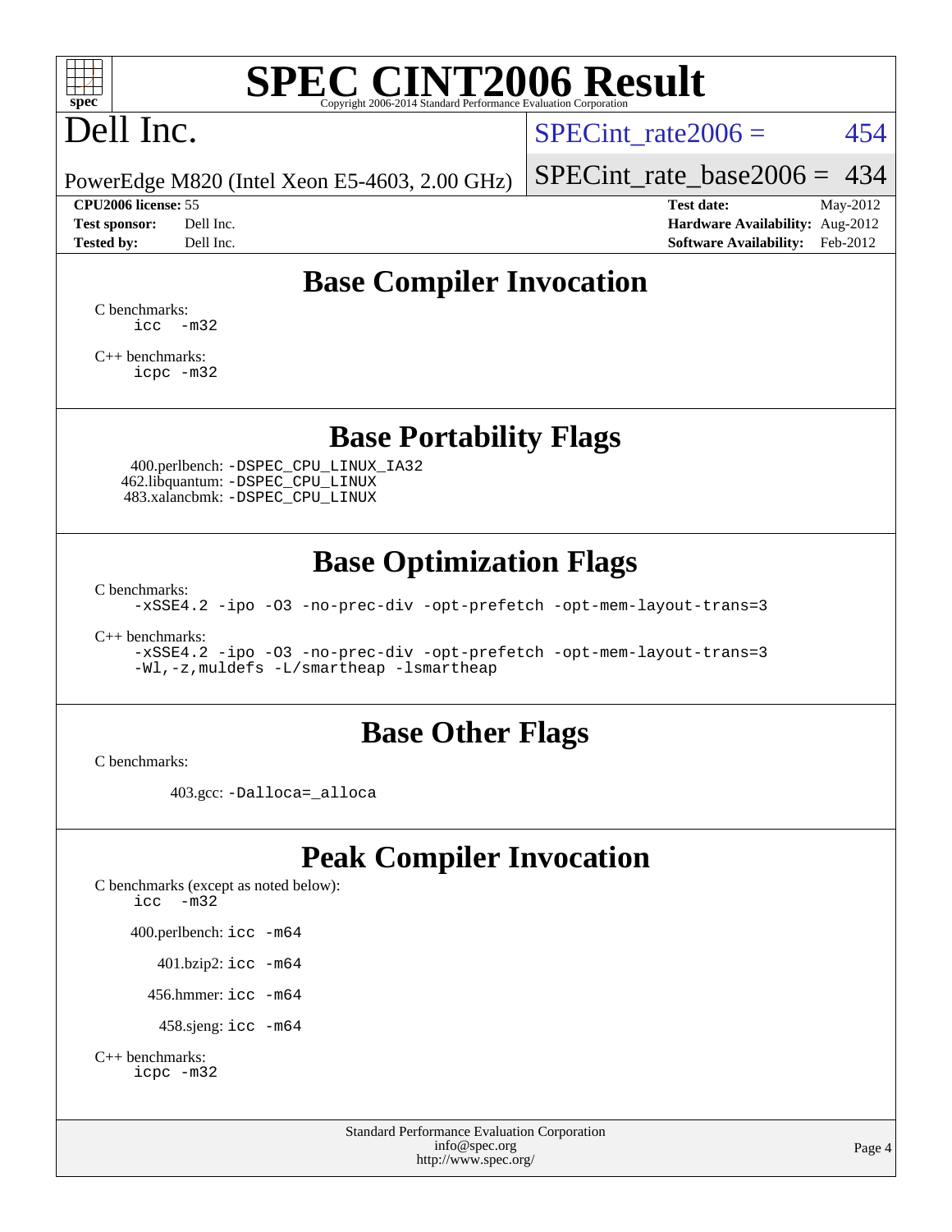# SPEC CINT2006 Result

Copyright 2006-2014 Standard Performance Evaluation Corporation

# Dell Inc.

PowerEdge M820 (Intel Xeon E5-4603, 2.00 GHz)

SPECint_rate2006 = 454

SPECint_rate_base2006 = 434

| | | | |
|---|---|---|---|
| **CPU2006 license:** 55 | | **Test date:** | May-2012 |
| **Test sponsor:** | Dell Inc. | **Hardware Availability:** | Aug-2012 |
| **Tested by:** | Dell Inc. | **Software Availability:** | Feb-2012 |

## Base Compiler Invocation

C benchmarks:
```
icc  -m32
```

C++ benchmarks:
```
icpc -m32
```

## Base Portability Flags

400.perlbench: `-DSPEC_CPU_LINUX_IA32`
462.libquantum: `-DSPEC_CPU_LINUX`
483.xalancbmk: `-DSPEC_CPU_LINUX`

## Base Optimization Flags

C benchmarks:
```
-xSSE4.2 -ipo -O3 -no-prec-div -opt-prefetch -opt-mem-layout-trans=3
```

C++ benchmarks:
```
-xSSE4.2 -ipo -O3 -no-prec-div -opt-prefetch -opt-mem-layout-trans=3
-Wl,-z,muldefs -L/smartheap -lsmartheap
```

## Base Other Flags

C benchmarks:

403.gcc: `-Dalloca=_alloca`

## Peak Compiler Invocation

C benchmarks (except as noted below):
```
icc  -m32
```

400.perlbench: `icc -m64`

401.bzip2: `icc -m64`

456.hmmer: `icc -m64`

458.sjeng: `icc -m64`

C++ benchmarks:
```
icpc -m32
```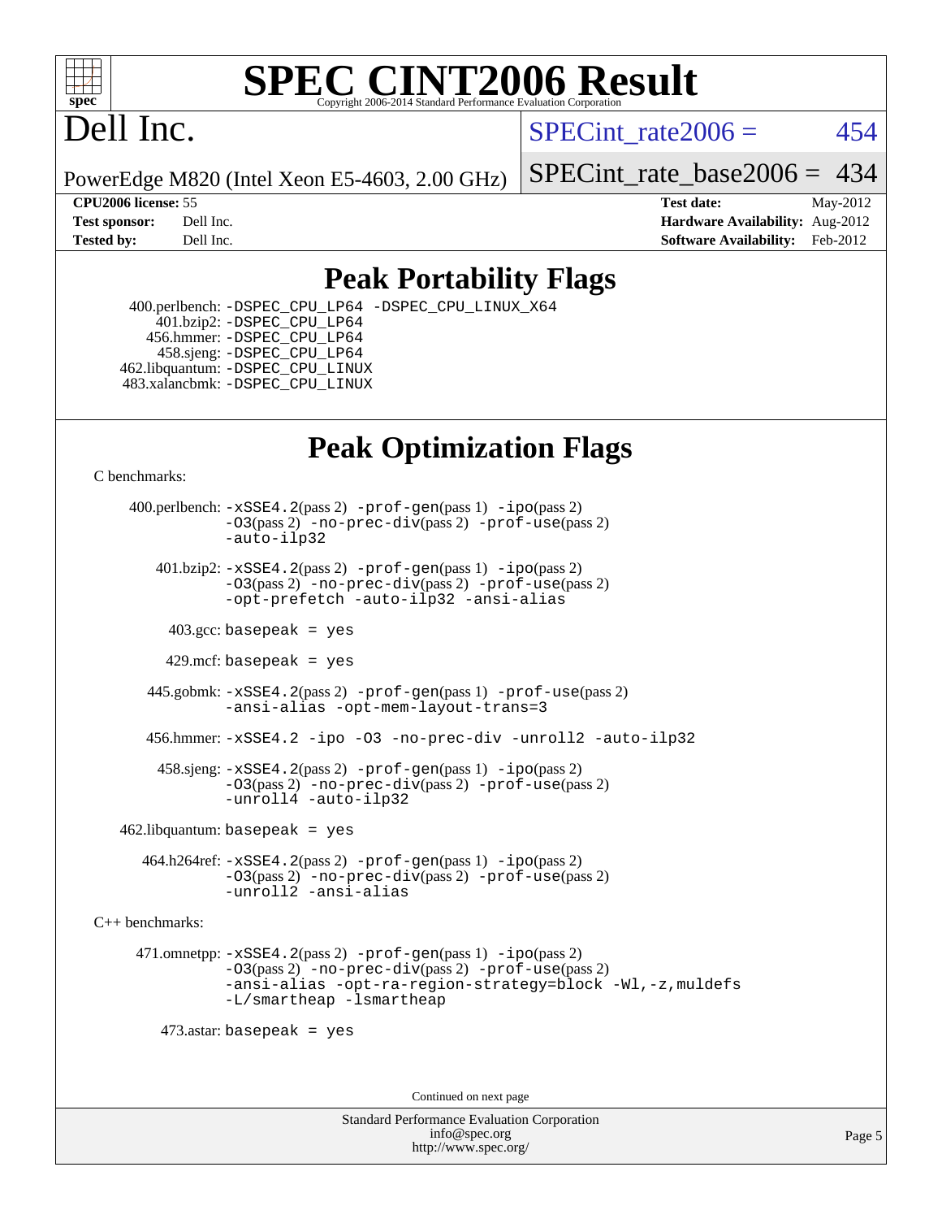# SPEC CINT2006 Result

Copyright 2006-2014 Standard Performance Evaluation Corporation

# Dell Inc.

PowerEdge M820 (Intel Xeon E5-4603, 2.00 GHz)

SPECint_rate2006 = 454

SPECint_rate_base2006 = 434

| | | | |
|---|---|---|---|
| **CPU2006 license:** 55 | | **Test date:** | May-2012 |
| **Test sponsor:** | Dell Inc. | **Hardware Availability:** | Aug-2012 |
| **Tested by:** | Dell Inc. | **Software Availability:** | Feb-2012 |

## Peak Portability Flags

400.perlbench: `-DSPEC_CPU_LP64 -DSPEC_CPU_LINUX_X64`
401.bzip2: `-DSPEC_CPU_LP64`
456.hmmer: `-DSPEC_CPU_LP64`
458.sjeng: `-DSPEC_CPU_LP64`
462.libquantum: `-DSPEC_CPU_LINUX`
483.xalancbmk: `-DSPEC_CPU_LINUX`

## Peak Optimization Flags

C benchmarks:

400.perlbench: `-xSSE4.2`(pass 2) `-prof-gen`(pass 1) `-ipo`(pass 2) `-O3`(pass 2) `-no-prec-div`(pass 2) `-prof-use`(pass 2) `-auto-ilp32`

401.bzip2: `-xSSE4.2`(pass 2) `-prof-gen`(pass 1) `-ipo`(pass 2) `-O3`(pass 2) `-no-prec-div`(pass 2) `-prof-use`(pass 2) `-opt-prefetch -auto-ilp32 -ansi-alias`

403.gcc: `basepeak = yes`

429.mcf: `basepeak = yes`

445.gobmk: `-xSSE4.2`(pass 2) `-prof-gen`(pass 1) `-prof-use`(pass 2) `-ansi-alias -opt-mem-layout-trans=3`

456.hmmer: `-xSSE4.2 -ipo -O3 -no-prec-div -unroll2 -auto-ilp32`

458.sjeng: `-xSSE4.2`(pass 2) `-prof-gen`(pass 1) `-ipo`(pass 2) `-O3`(pass 2) `-no-prec-div`(pass 2) `-prof-use`(pass 2) `-unroll4 -auto-ilp32`

462.libquantum: `basepeak = yes`

464.h264ref: `-xSSE4.2`(pass 2) `-prof-gen`(pass 1) `-ipo`(pass 2) `-O3`(pass 2) `-no-prec-div`(pass 2) `-prof-use`(pass 2) `-unroll2 -ansi-alias`

C++ benchmarks:

471.omnetpp: `-xSSE4.2`(pass 2) `-prof-gen`(pass 1) `-ipo`(pass 2) `-O3`(pass 2) `-no-prec-div`(pass 2) `-prof-use`(pass 2) `-ansi-alias -opt-ra-region-strategy=block -Wl,-z,muldefs -L/smartheap -lsmartheap`

473.astar: `basepeak = yes`

Continued on next page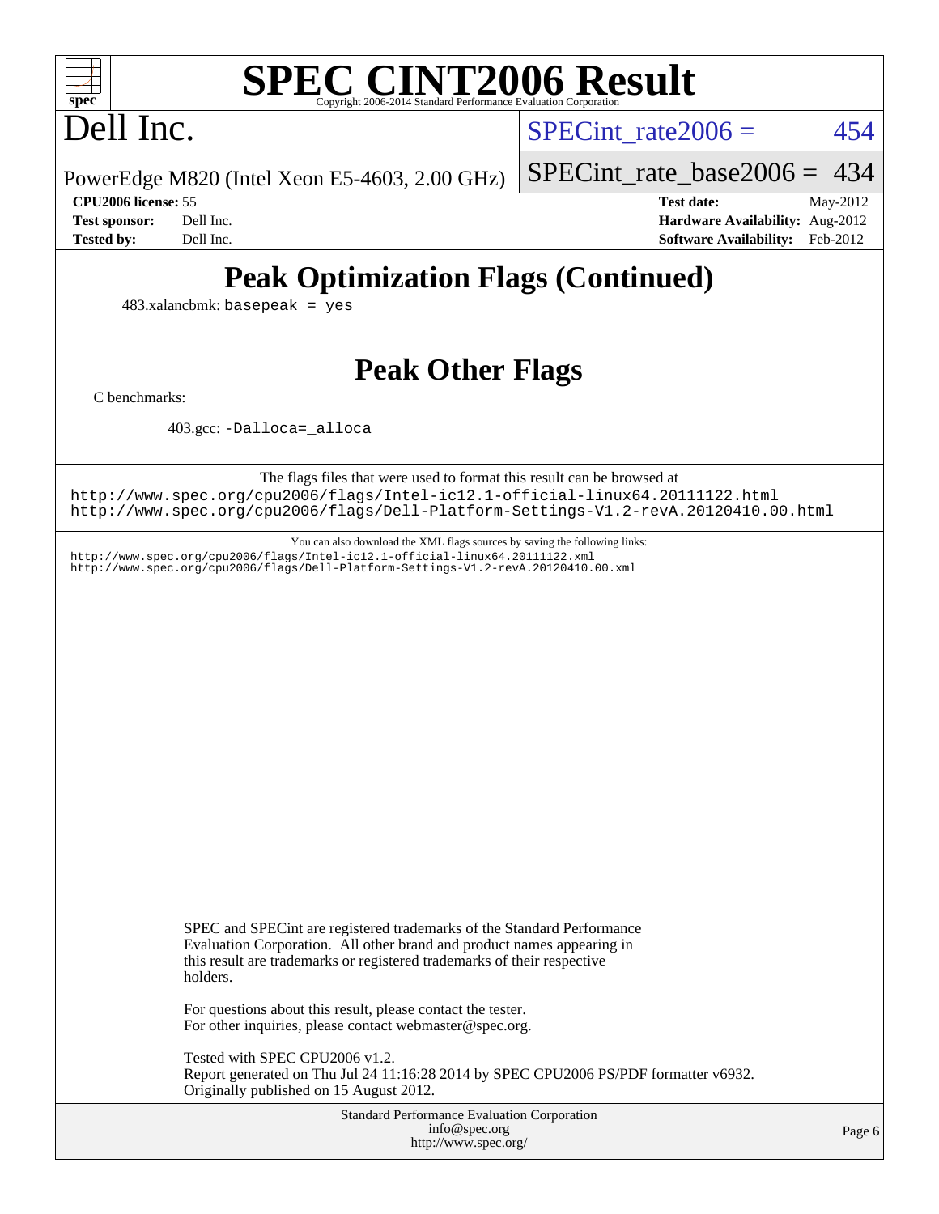# Peak Optimization Flags (Continued)

483.xalancbmk: basepeak = yes

# Peak Other Flags

C benchmarks:

403.gcc: -Dalloca=_alloca

The flags files that were used to format this result can be browsed at
http://www.spec.org/cpu2006/flags/Intel-ic12.1-official-linux64.20111122.html
http://www.spec.org/cpu2006/flags/Dell-Platform-Settings-V1.2-revA.20120410.00.html

You can also download the XML flags sources by saving the following links:
http://www.spec.org/cpu2006/flags/Intel-ic12.1-official-linux64.20111122.xml
http://www.spec.org/cpu2006/flags/Dell-Platform-Settings-V1.2-revA.20120410.00.xml

SPEC and SPECint are registered trademarks of the Standard Performance Evaluation Corporation. All other brand and product names appearing in this result are trademarks or registered trademarks of their respective holders.

For questions about this result, please contact the tester.
For other inquiries, please contact webmaster@spec.org.

Tested with SPEC CPU2006 v1.2.
Report generated on Thu Jul 24 11:16:28 2014 by SPEC CPU2006 PS/PDF formatter v6932.
Originally published on 15 August 2012.